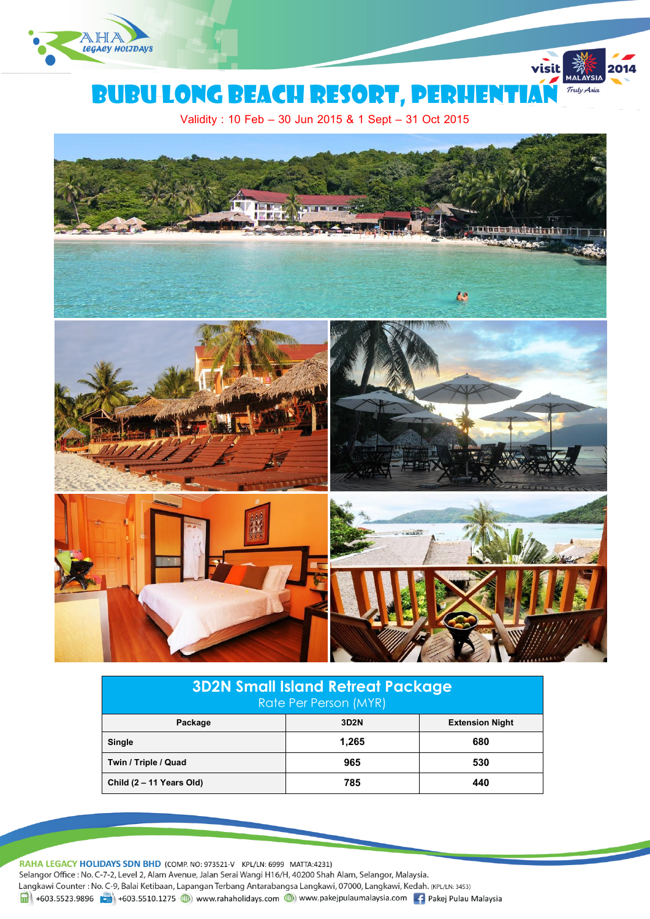# BUBU LONG BEACH RESORT, PERHENTIAN

Validity : 10 Feb – 30 Jun 2015 & 1 Sept – 31 Oct 2015

## 3D2N Small Island Retreat Package

Rate Per Person (MYR)

| Package | 3D2N | Extension Night |
|---|---|---|
| Single | 1,265 | 680 |
| Twin / Triple / Quad | 965 | 530 |
| Child (2 – 11 Years Old) | 785 | 440 |

**RAHA LEGACY HOLIDAYS SDN BHD** (COMP. NO: 973521-V KPL/LN: 6999 MATTA:4231)

Selangor Office : No. C-7-2, Level 2, Alam Avenue, Jalan Serai Wangi H16/H, 40200 Shah Alam, Selangor, Malaysia.

Langkawi Counter : No. C-9, Balai Ketibaan, Lapangan Terbang Antarabangsa Langkawi, 07000, Langkawi, Kedah. (KPL/LN: 3453)

+603.5523.9896 | +603.5510.1275 | www.rahaholidays.com | www.pakejpulaumalaysia.com | Pakej Pulau Malaysia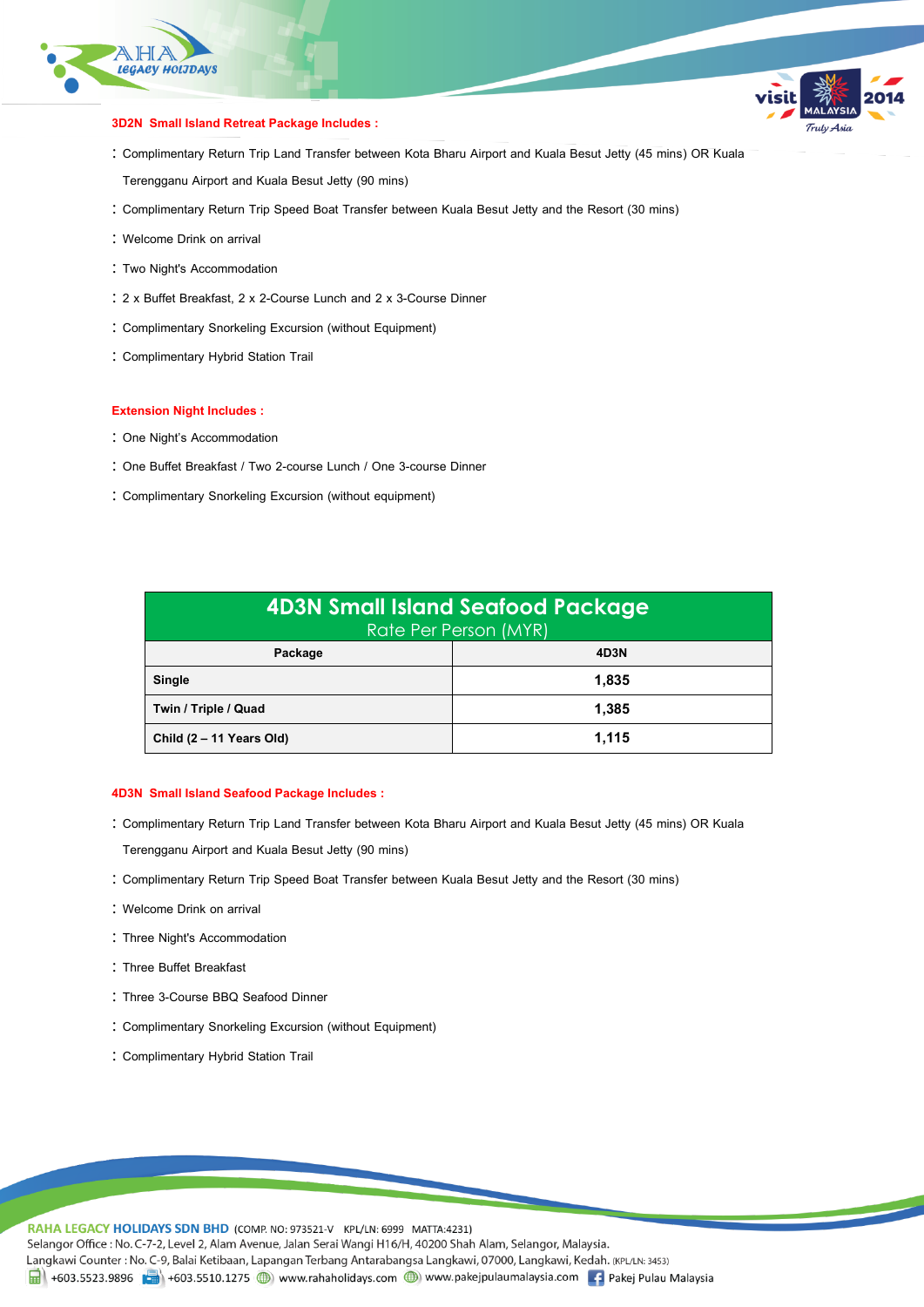### 3D2N Small Island Retreat Package Includes :

- Complimentary Return Trip Land Transfer between Kota Bharu Airport and Kuala Besut Jetty (45 mins) OR Kuala Terengganu Airport and Kuala Besut Jetty (90 mins)
- Complimentary Return Trip Speed Boat Transfer between Kuala Besut Jetty and the Resort (30 mins)
- Welcome Drink on arrival
- Two Night's Accommodation
- 2 x Buffet Breakfast, 2 x 2-Course Lunch and 2 x 3-Course Dinner
- Complimentary Snorkeling Excursion (without Equipment)
- Complimentary Hybrid Station Trail

### Extension Night Includes :

- One Night's Accommodation
- One Buffet Breakfast / Two 2-course Lunch / One 3-course Dinner
- Complimentary Snorkeling Excursion (without equipment)

| 4D3N Small Island Seafood Package Rate Per Person (MYR) | |
|---|---|
| **Package** | **4D3N** |
| **Single** | **1,835** |
| **Twin / Triple / Quad** | **1,385** |
| **Child (2 – 11 Years Old)** | **1,115** |

### 4D3N Small Island Seafood Package Includes :

- Complimentary Return Trip Land Transfer between Kota Bharu Airport and Kuala Besut Jetty (45 mins) OR Kuala Terengganu Airport and Kuala Besut Jetty (90 mins)
- Complimentary Return Trip Speed Boat Transfer between Kuala Besut Jetty and the Resort (30 mins)
- Welcome Drink on arrival
- Three Night's Accommodation
- Three Buffet Breakfast
- Three 3-Course BBQ Seafood Dinner
- Complimentary Snorkeling Excursion (without Equipment)
- Complimentary Hybrid Station Trail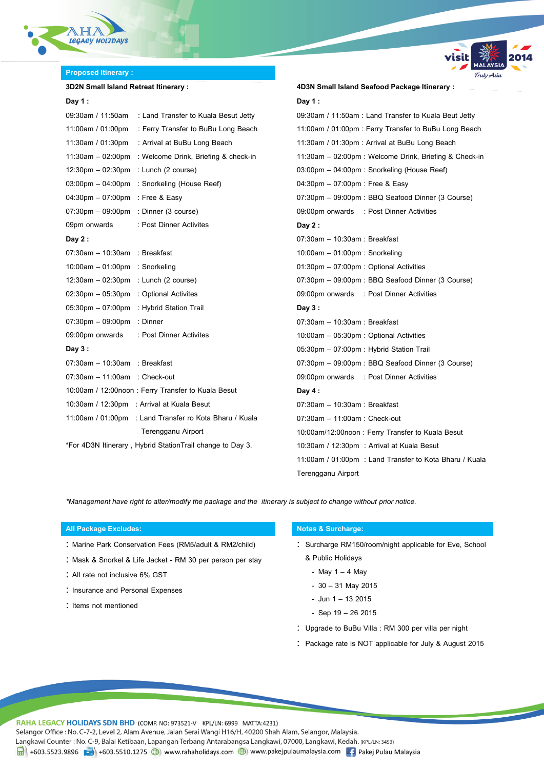## Proposed Itinerary :

### 3D2N Small Island Retreat Itinerary :

**Day 1 :**

09:30am / 11:50am : Land Transfer to Kuala Besut Jetty
11:00am / 01:00pm : Ferry Transfer to BuBu Long Beach
11:30am / 01:30pm : Arrival at BuBu Long Beach
11:30am – 02:00pm : Welcome Drink, Briefing & check-in
12:30pm – 02:30pm : Lunch (2 course)
03:00pm – 04:00pm : Snorkeling (House Reef)
04:30pm – 07:00pm : Free & Easy
07:30pm – 09:00pm : Dinner (3 course)
09pm onwards : Post Dinner Activites

**Day 2 :**

07:30am – 10:30am : Breakfast
10:00am – 01:00pm : Snorkeling
12:30am – 02:30pm : Lunch (2 course)
02:30pm – 05:30pm : Optional Activites
05:30pm – 07:00pm : Hybrid Station Trail
07:30pm – 09:00pm : Dinner
09:00pm onwards : Post Dinner Activites

**Day 3 :**

07:30am – 10:30am : Breakfast
07:30am – 11:00am : Check-out
10:00am / 12:00noon : Ferry Transfer to Kuala Besut
10:30am / 12:30pm : Arrival at Kuala Besut
11:00am / 01:00pm : Land Transfer ro Kota Bharu / Kuala Terengganu Airport

*For 4D3N Itinerary , Hybrid StationTrail change to Day 3.

### 4D3N Small Island Seafood Package Itinerary :

**Day 1 :**

09:30am / 11:50am : Land Transfer to Kuala Beut Jetty
11:00am / 01:00pm : Ferry Transfer to BuBu Long Beach
11:30am / 01:30pm : Arrival at BuBu Long Beach
11:30am – 02:00pm : Welcome Drink, Briefing & Check-in
03:00pm – 04:00pm : Snorkeling (House Reef)
04:30pm – 07:00pm : Free & Easy
07:30pm – 09:00pm : BBQ Seafood Dinner (3 Course)
09:00pm onwards : Post Dinner Activities

**Day 2 :**

07:30am – 10:30am : Breakfast
10:00am – 01:00pm : Snorkeling
01:30pm – 07:00pm : Optional Activities
07:30pm – 09:00pm : BBQ Seafood Dinner (3 Course)
09:00pm onwards : Post Dinner Activities

**Day 3 :**

07:30am – 10:30am : Breakfast
10:00am – 05:30pm : Optional Activities
05:30pm – 07:00pm : Hybrid Station Trail
07:30pm – 09:00pm : BBQ Seafood Dinner (3 Course)
09:00pm onwards : Post Dinner Activities

**Day 4 :**

07:30am – 10:30am : Breakfast
07:30am – 11:00am : Check-out
10:00am/12:00noon : Ferry Transfer to Kuala Besut
10:30am / 12:30pm : Arrival at Kuala Besut
11:00am / 01:00pm : Land Transfer to Kota Bharu / Kuala Terengganu Airport

*Management have right to alter/modify the package and the itinerary is subject to change without prior notice.*

## All Package Excludes:

- Marine Park Conservation Fees (RM5/adult & RM2/child)
- Mask & Snorkel & Life Jacket - RM 30 per person per stay
- All rate not inclusive 6% GST
- Insurance and Personal Expenses
- Items not mentioned

## Notes & Surcharge:

- Surcharge RM150/room/night applicable for Eve, School & Public Holidays
  - May 1 – 4 May
  - 30 – 31 May 2015
  - Jun 1 – 13 2015
  - Sep 19 – 26 2015
- Upgrade to BuBu Villa : RM 300 per villa per night
- Package rate is NOT applicable for July & August 2015

**RAHA LEGACY HOLIDAYS SDN BHD** (COMP. NO: 973521-V KPL/LN: 6999 MATTA:4231)
Selangor Office : No. C-7-2, Level 2, Alam Avenue, Jalan Serai Wangi H16/H, 40200 Shah Alam, Selangor, Malaysia.
Langkawi Counter : No. C-9, Balai Ketibaan, Lapangan Terbang Antarabangsa Langkawi, 07000, Langkawi, Kedah. (KPL/LN: 3453)
+603.5523.9896 | +603.5510.1275 | www.rahaholidays.com | www.pakejpulaumalaysia.com | Pakej Pulau Malaysia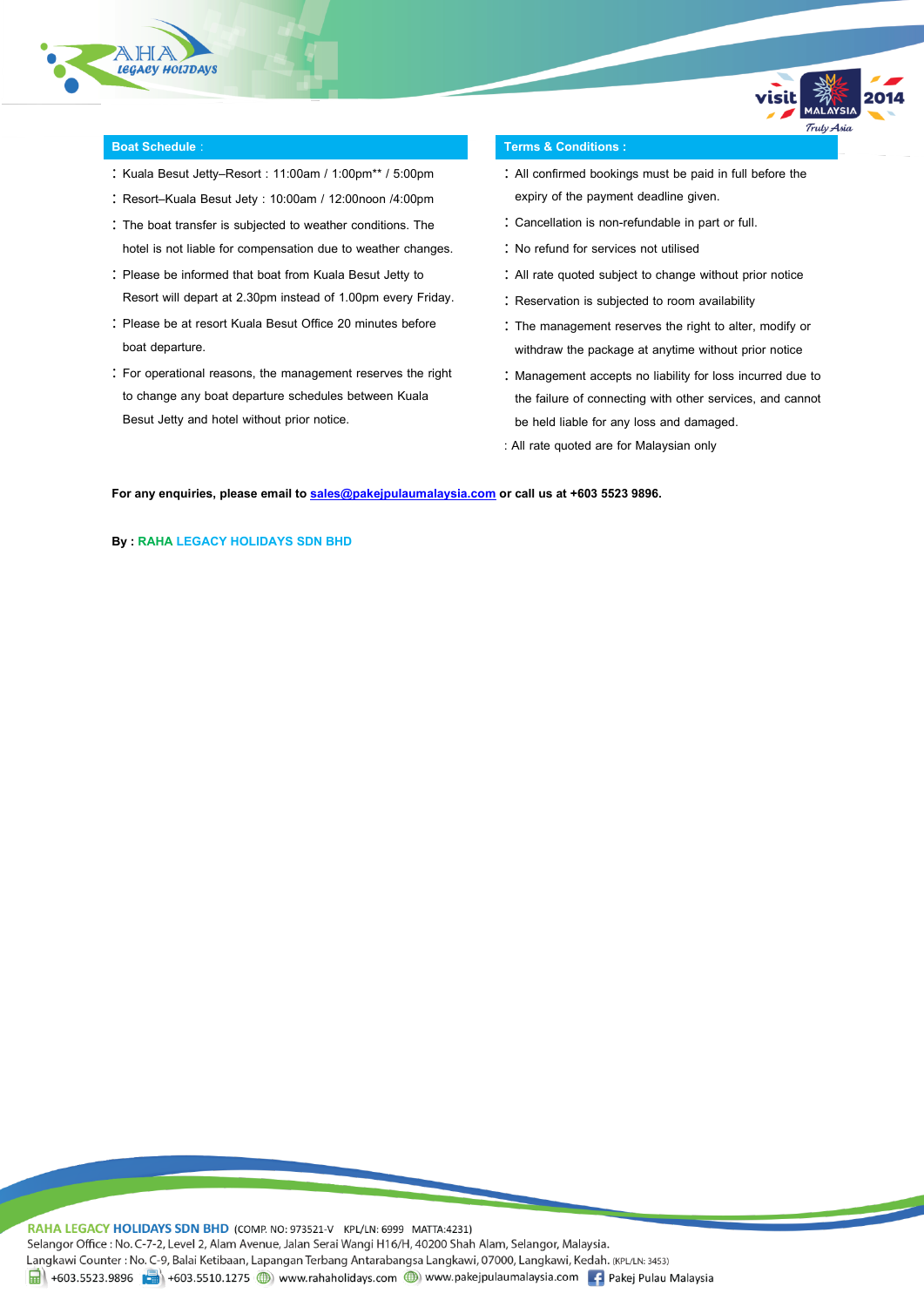## Boat Schedule :

- Kuala Besut Jetty–Resort : 11:00am / 1:00pm** / 5:00pm
- Resort–Kuala Besut Jety : 10:00am / 12:00noon /4:00pm
- The boat transfer is subjected to weather conditions. The hotel is not liable for compensation due to weather changes.
- Please be informed that boat from Kuala Besut Jetty to Resort will depart at 2.30pm instead of 1.00pm every Friday.
- Please be at resort Kuala Besut Office 20 minutes before boat departure.
- For operational reasons, the management reserves the right to change any boat departure schedules between Kuala Besut Jetty and hotel without prior notice.

## Terms & Conditions :

- All confirmed bookings must be paid in full before the expiry of the payment deadline given.
- Cancellation is non-refundable in part or full.
- No refund for services not utilised
- All rate quoted subject to change without prior notice
- Reservation is subjected to room availability
- The management reserves the right to alter, modify or withdraw the package at anytime without prior notice
- Management accepts no liability for loss incurred due to the failure of connecting with other services, and cannot be held liable for any loss and damaged.
- All rate quoted are for Malaysian only

**For any enquiries, please email to sales@pakejpulaumalaysia.com or call us at +603 5523 9896.**

**By : RAHA LEGACY HOLIDAYS SDN BHD**

RAHA LEGACY HOLIDAYS SDN BHD (COMP. NO: 973521-V KPL/LN: 6999 MATTA:4231)
Selangor Office : No. C-7-2, Level 2, Alam Avenue, Jalan Serai Wangi H16/H, 40200 Shah Alam, Selangor, Malaysia.
Langkawi Counter : No. C-9, Balai Ketibaan, Lapangan Terbang Antarabangsa Langkawi, 07000, Langkawi, Kedah. (KPL/LN: 3453)
+603.5523.9896 +603.5510.1275 www.rahaholidays.com www.pakejpulaumalaysia.com Pakej Pulau Malaysia